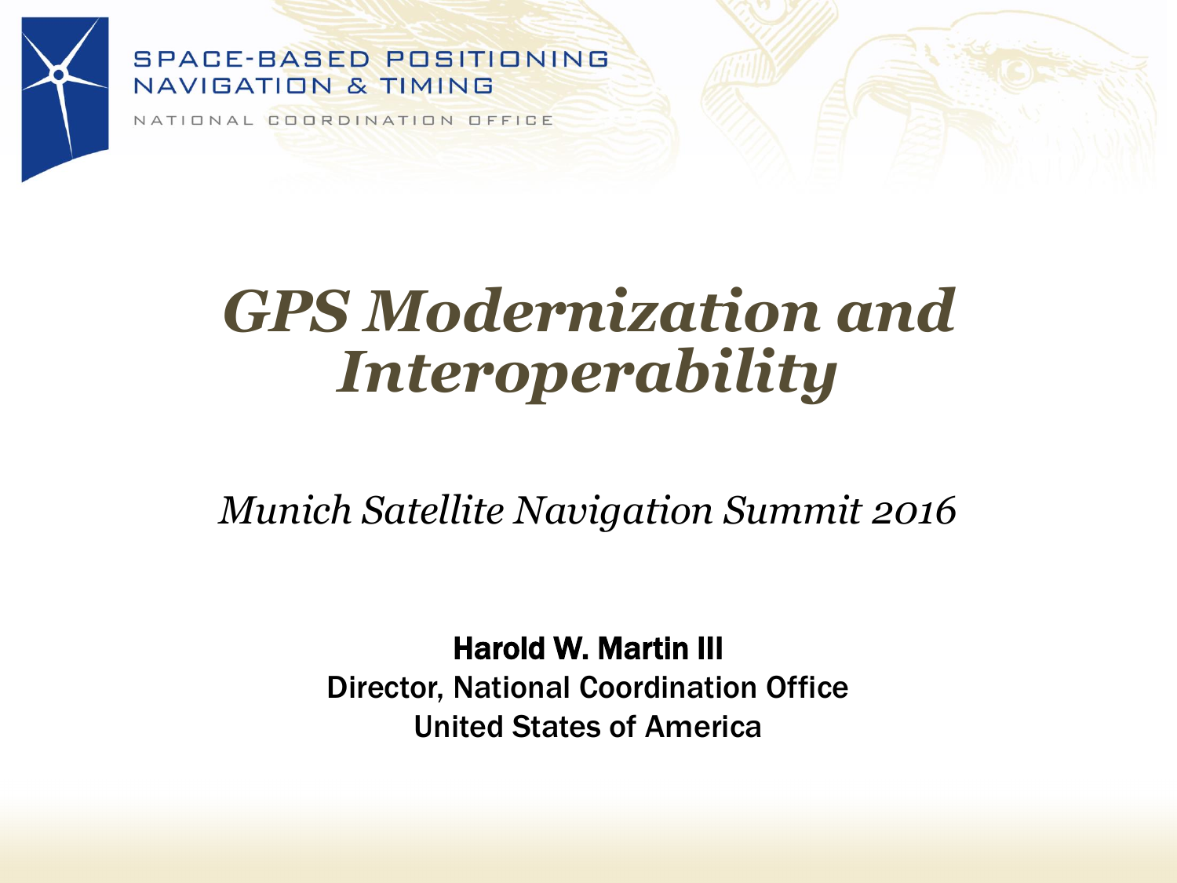SPACE-BASED POSITIONING
NAVIGATION & TIMING

NATIONAL COORDINATION OFFICE

# *GPS Modernization and Interoperability*

*Munich Satellite Navigation Summit 2016*

**Harold W. Martin III**
Director, National Coordination Office
United States of America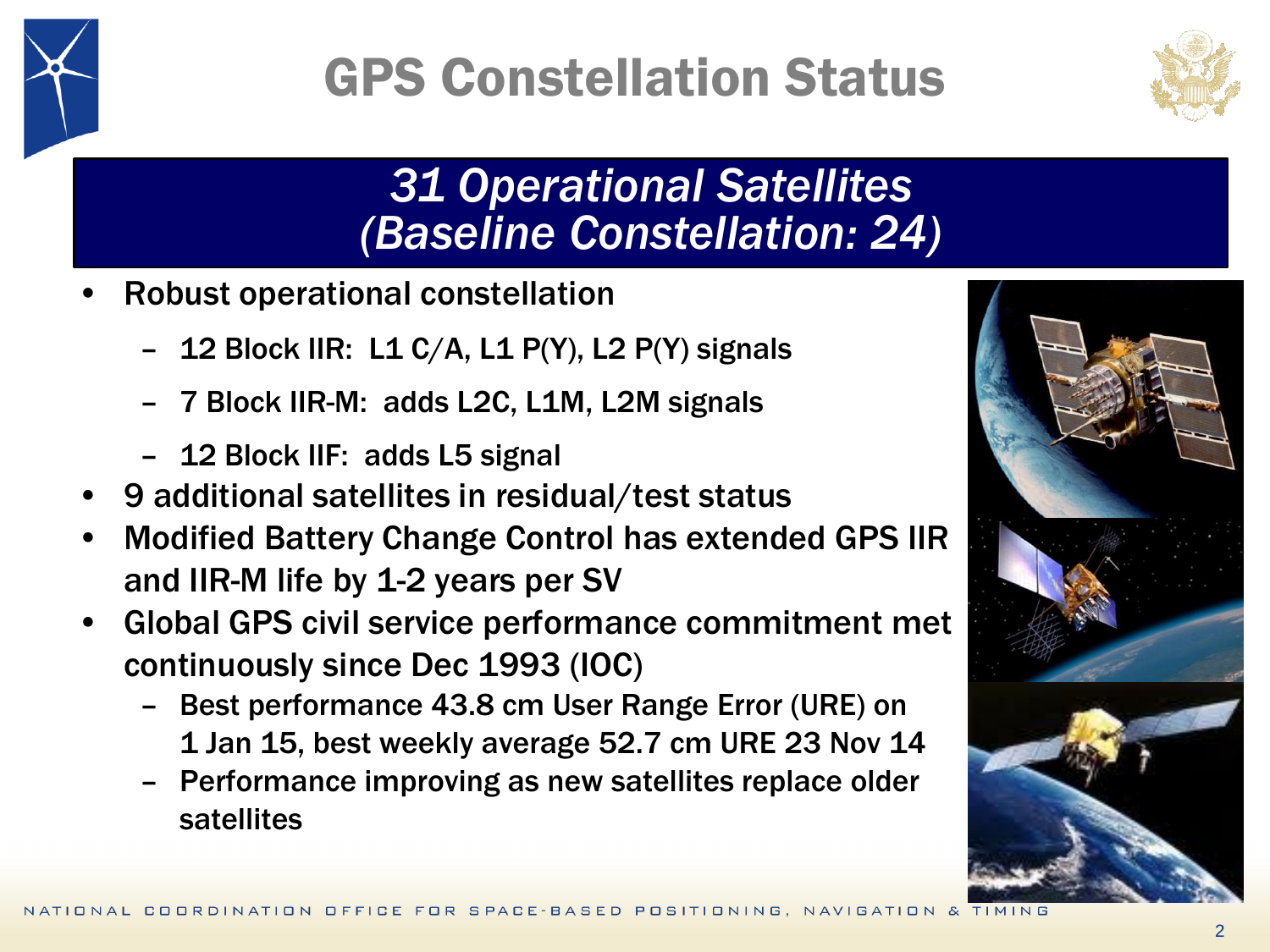# GPS Constellation Status

## *31 Operational Satellites (Baseline Constellation: 24)*

- Robust operational constellation
  - 12 Block IIR: L1 C/A, L1 P(Y), L2 P(Y) signals
  - 7 Block IIR-M: adds L2C, L1M, L2M signals
  - 12 Block IIF: adds L5 signal
- 9 additional satellites in residual/test status
- Modified Battery Change Control has extended GPS IIR and IIR-M life by 1-2 years per SV
- Global GPS civil service performance commitment met continuously since Dec 1993 (IOC)
  - Best performance 43.8 cm User Range Error (URE) on 1 Jan 15, best weekly average 52.7 cm URE 23 Nov 14
  - Performance improving as new satellites replace older satellites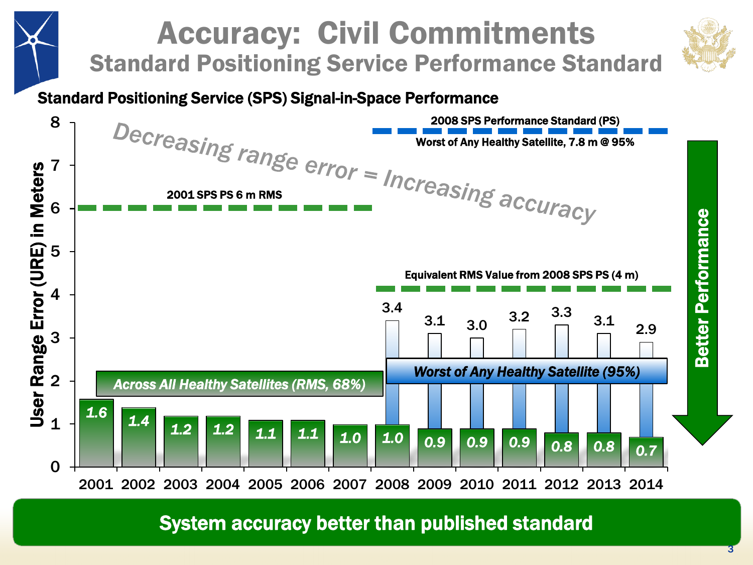# Accuracy: Civil Commitments

## Standard Positioning Service Performance Standard

**Standard Positioning Service (SPS) Signal-in-Space Performance**

Decreasing range error = Increasing accuracy

- 2001 SPS PS 6 m RMS
- 2008 SPS Performance Standard (PS) — Worst of Any Healthy Satellite, 7.8 m @ 95%
- Equivalent RMS Value from 2008 SPS PS (4 m)

User Range Error (URE) in Meters

| Year | Across All Healthy Satellites (RMS, 68%) | Worst of Any Healthy Satellite (95%) |
|---|---|---|
| 2001 | 1.6 | |
| 2002 | 1.4 | |
| 2003 | 1.2 | |
| 2004 | 1.2 | |
| 2005 | 1.1 | |
| 2006 | 1.1 | |
| 2007 | 1.0 | |
| 2008 | 1.0 | 3.4 |
| 2009 | 0.9 | 3.1 |
| 2010 | 0.9 | 3.0 |
| 2011 | 0.9 | 3.2 |
| 2012 | 0.8 | 3.3 |
| 2013 | 0.8 | 3.1 |
| 2014 | 0.7 | 2.9 |

Better Performance

**System accuracy better than published standard**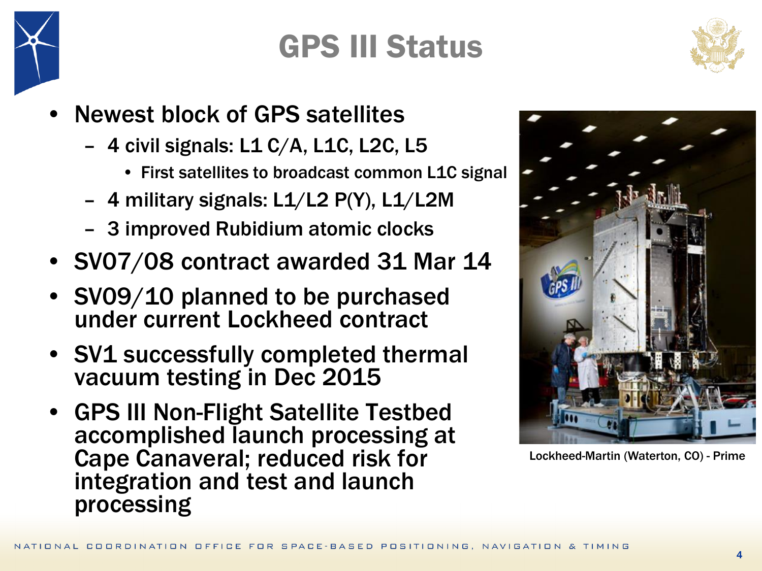# GPS III Status

- Newest block of GPS satellites
  - 4 civil signals: L1 C/A, L1C, L2C, L5
    - First satellites to broadcast common L1C signal
  - 4 military signals: L1/L2 P(Y), L1/L2M
  - 3 improved Rubidium atomic clocks
- SV07/08 contract awarded 31 Mar 14
- SV09/10 planned to be purchased under current Lockheed contract
- SV1 successfully completed thermal vacuum testing in Dec 2015
- GPS III Non-Flight Satellite Testbed accomplished launch processing at Cape Canaveral; reduced risk for integration and test and launch processing

Lockheed-Martin (Waterton, CO) - Prime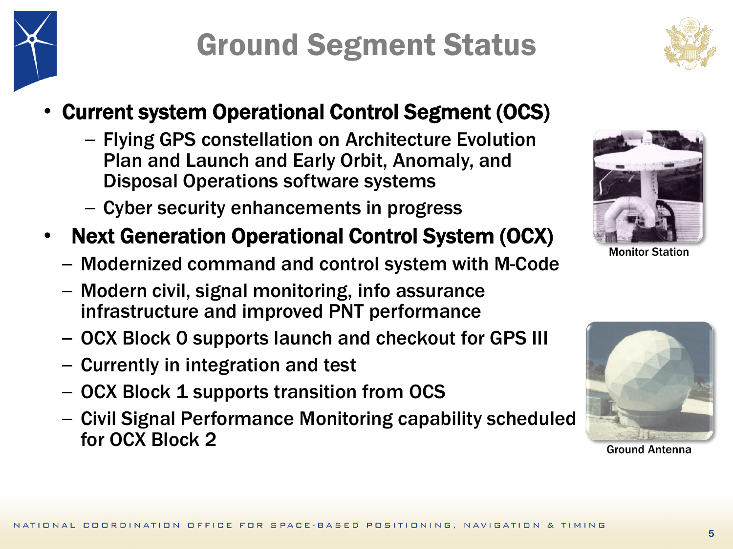# Ground Segment Status

- **Current system Operational Control Segment (OCS)**
  - Flying GPS constellation on Architecture Evolution Plan and Launch and Early Orbit, Anomaly, and Disposal Operations software systems
  - Cyber security enhancements in progress
- **Next Generation Operational Control System (OCX)**
  - Modernized command and control system with M-Code
  - Modern civil, signal monitoring, info assurance infrastructure and improved PNT performance
  - OCX Block 0 supports launch and checkout for GPS III
  - Currently in integration and test
  - OCX Block 1 supports transition from OCS
  - Civil Signal Performance Monitoring capability scheduled for OCX Block 2

Monitor Station

Ground Antenna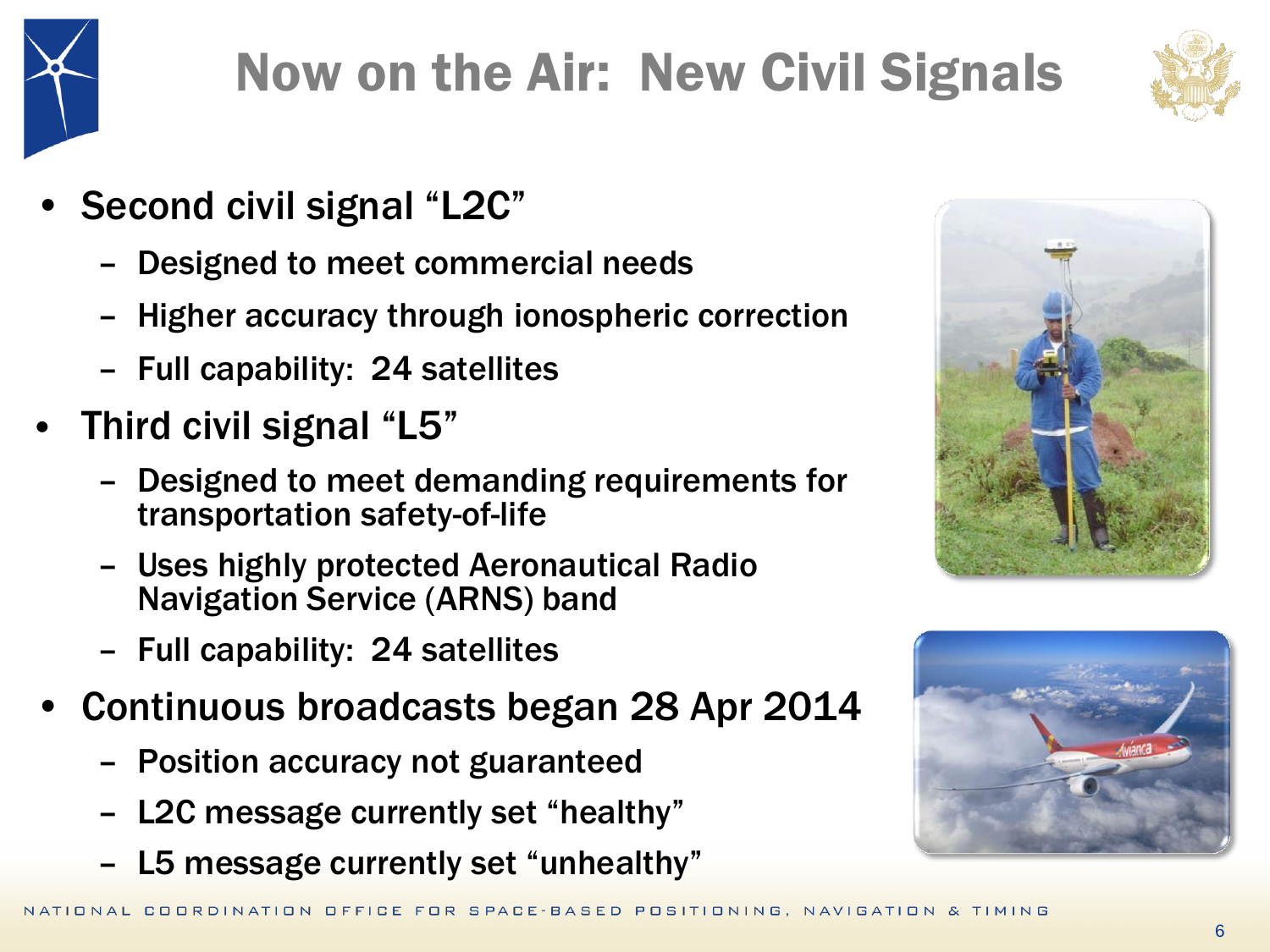# Now on the Air: New Civil Signals

- Second civil signal "L2C"
  - Designed to meet commercial needs
  - Higher accuracy through ionospheric correction
  - Full capability: 24 satellites
- Third civil signal "L5"
  - Designed to meet demanding requirements for transportation safety-of-life
  - Uses highly protected Aeronautical Radio Navigation Service (ARNS) band
  - Full capability: 24 satellites
- Continuous broadcasts began 28 Apr 2014
  - Position accuracy not guaranteed
  - L2C message currently set "healthy"
  - L5 message currently set "unhealthy"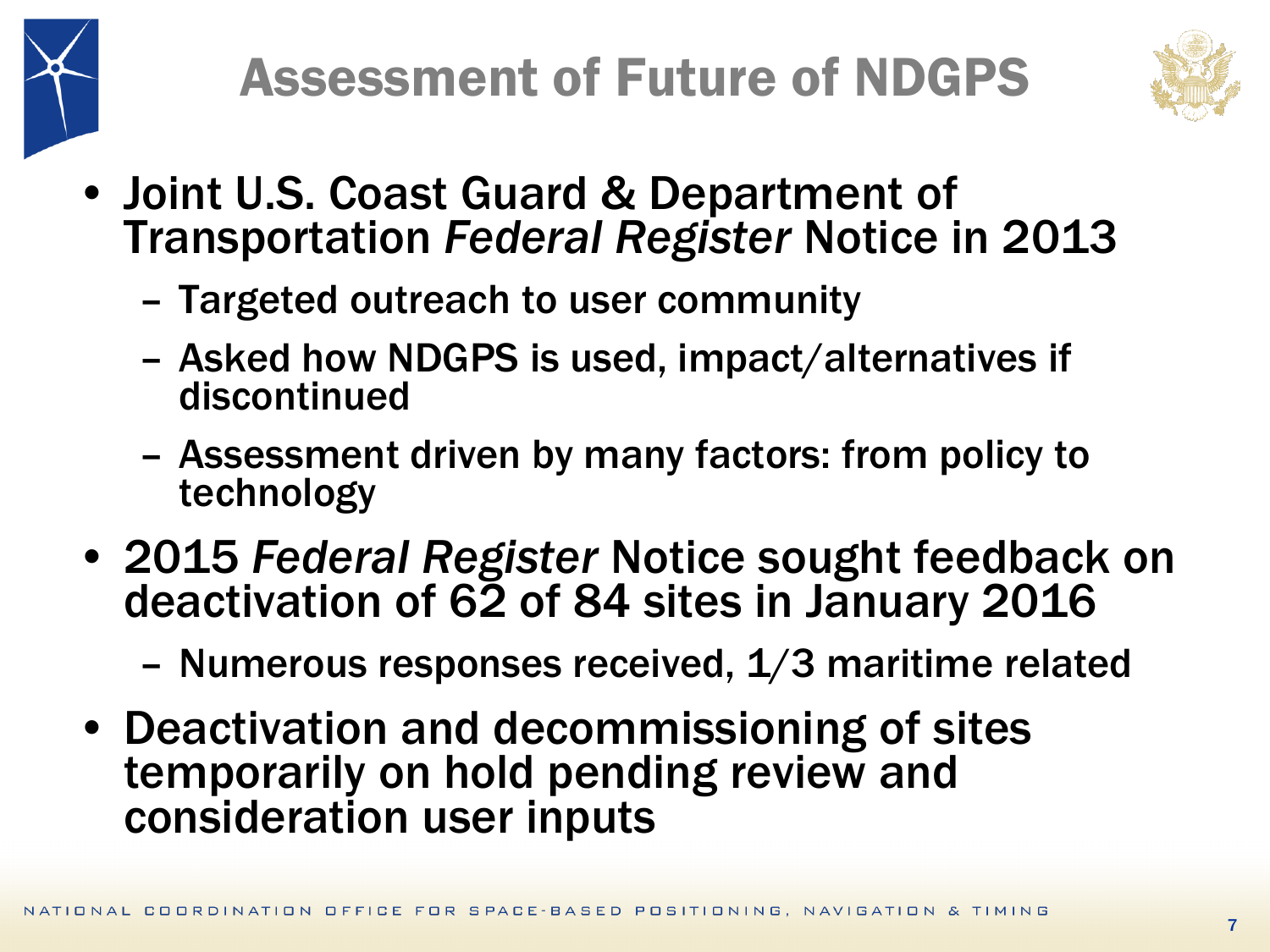# Assessment of Future of NDGPS

- Joint U.S. Coast Guard & Department of Transportation *Federal Register* Notice in 2013
  - Targeted outreach to user community
  - Asked how NDGPS is used, impact/alternatives if discontinued
  - Assessment driven by many factors: from policy to technology
- 2015 *Federal Register* Notice sought feedback on deactivation of 62 of 84 sites in January 2016
  - Numerous responses received, 1/3 maritime related
- Deactivation and decommissioning of sites temporarily on hold pending review and consideration user inputs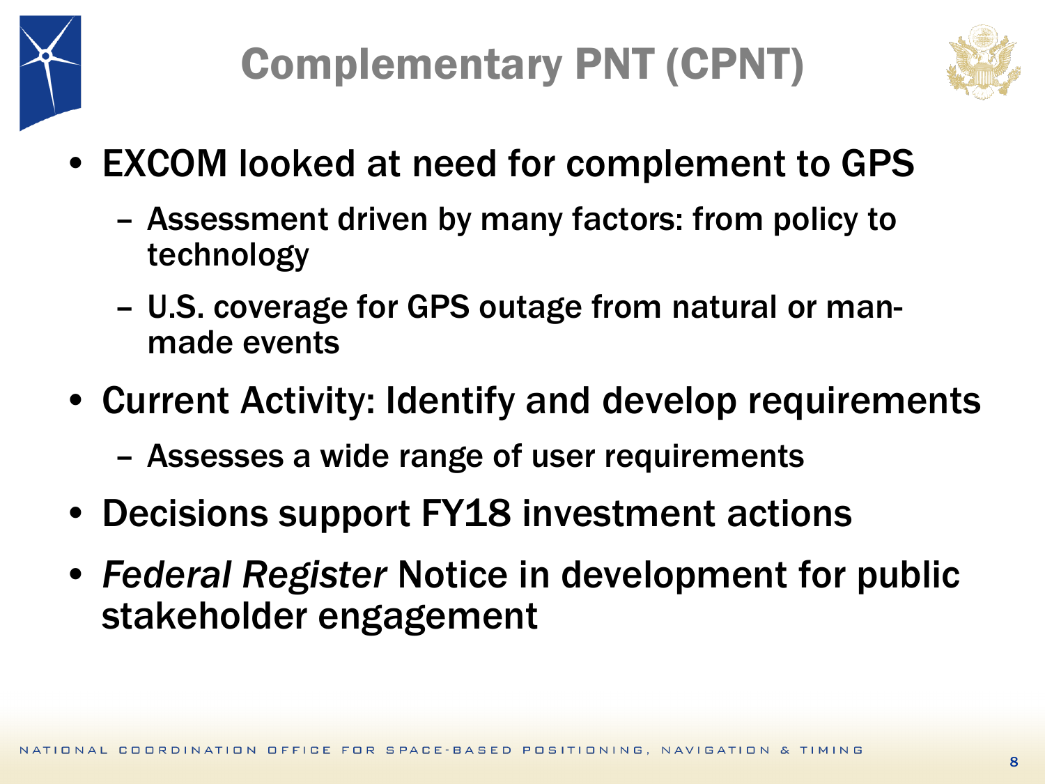# Complementary PNT (CPNT)

- EXCOM looked at need for complement to GPS
  - Assessment driven by many factors: from policy to technology
  - U.S. coverage for GPS outage from natural or man-made events
- Current Activity: Identify and develop requirements
  - Assesses a wide range of user requirements
- Decisions support FY18 investment actions
- *Federal Register* Notice in development for public stakeholder engagement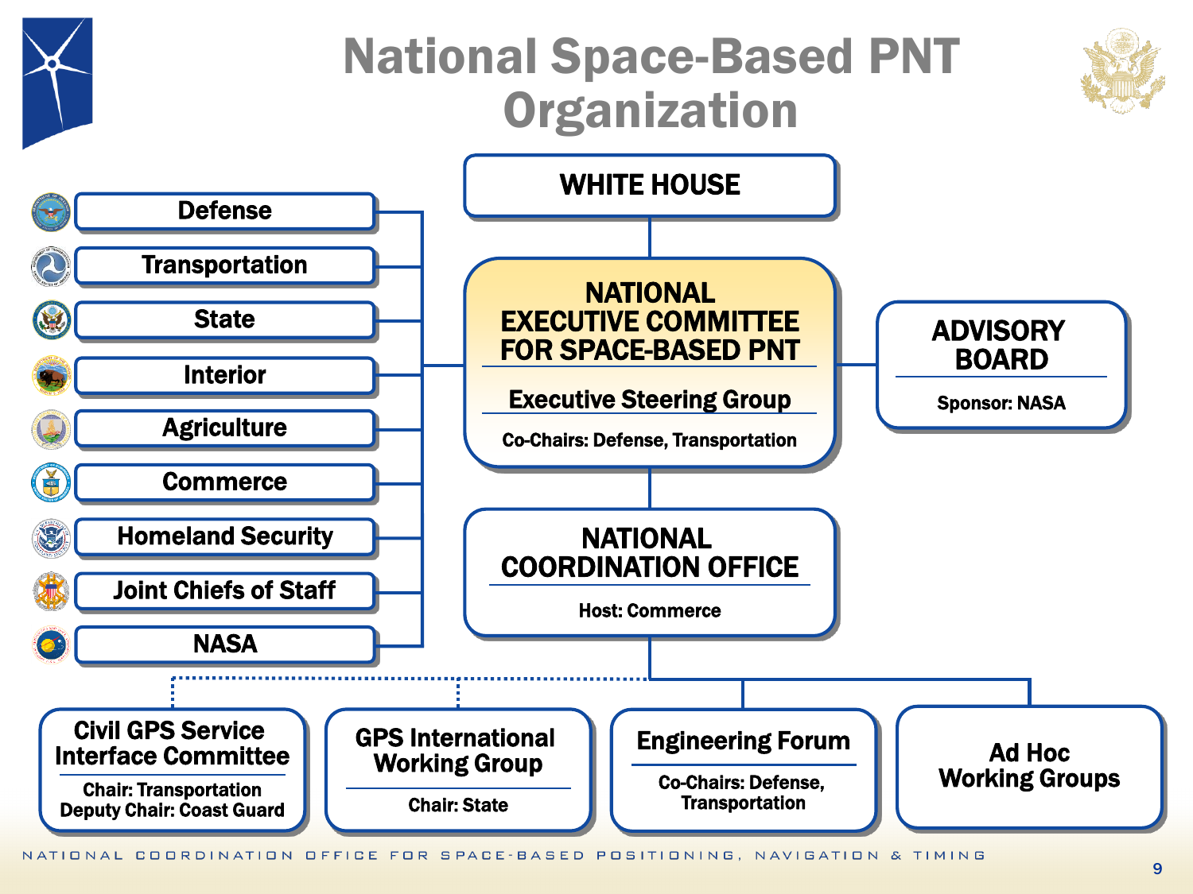# National Space-Based PNT Organization

**WHITE HOUSE**

**NATIONAL EXECUTIVE COMMITTEE FOR SPACE-BASED PNT**

**Executive Steering Group**

Co-Chairs: Defense, Transportation

Member agencies:

- Defense
- Transportation
- State
- Interior
- Agriculture
- Commerce
- Homeland Security
- Joint Chiefs of Staff
- NASA

**ADVISORY BOARD**

Sponsor: NASA

**NATIONAL COORDINATION OFFICE**

Host: Commerce

**Civil GPS Service Interface Committee**

Chair: Transportation
Deputy Chair: Coast Guard

**GPS International Working Group**

Chair: State

**Engineering Forum**

Co-Chairs: Defense, Transportation

**Ad Hoc Working Groups**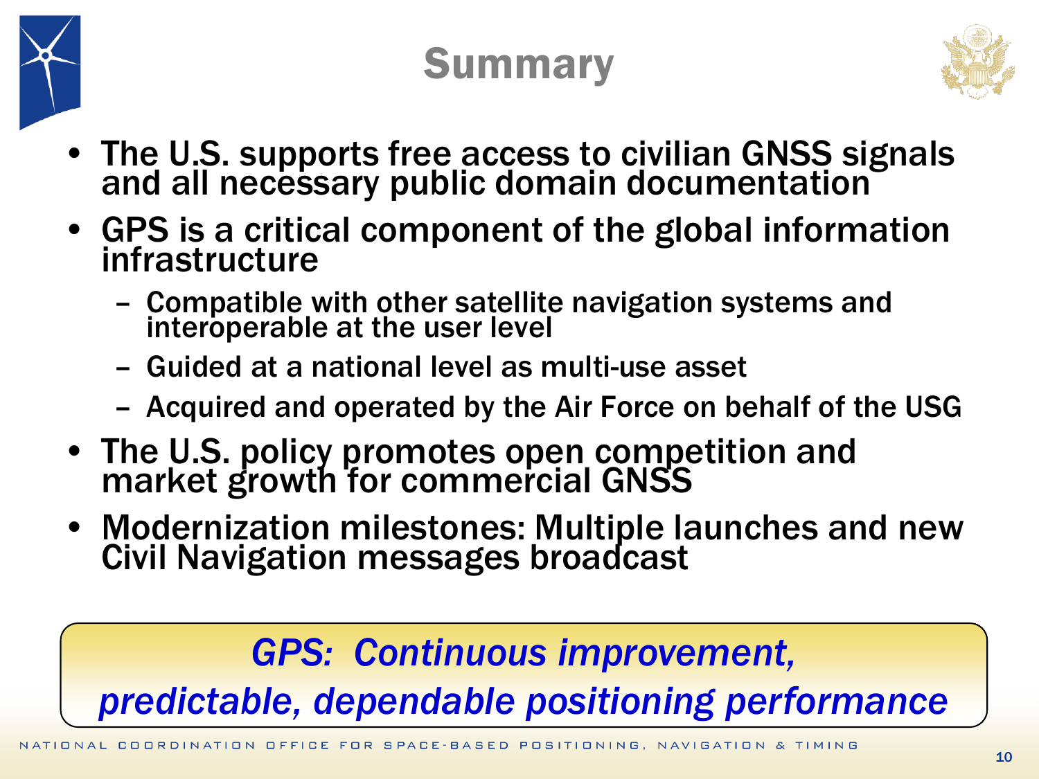# Summary

- The U.S. supports free access to civilian GNSS signals and all necessary public domain documentation
- GPS is a critical component of the global information infrastructure
  - Compatible with other satellite navigation systems and interoperable at the user level
  - Guided at a national level as multi-use asset
  - Acquired and operated by the Air Force on behalf of the USG
- The U.S. policy promotes open competition and market growth for commercial GNSS
- Modernization milestones: Multiple launches and new Civil Navigation messages broadcast

*GPS: Continuous improvement, predictable, dependable positioning performance*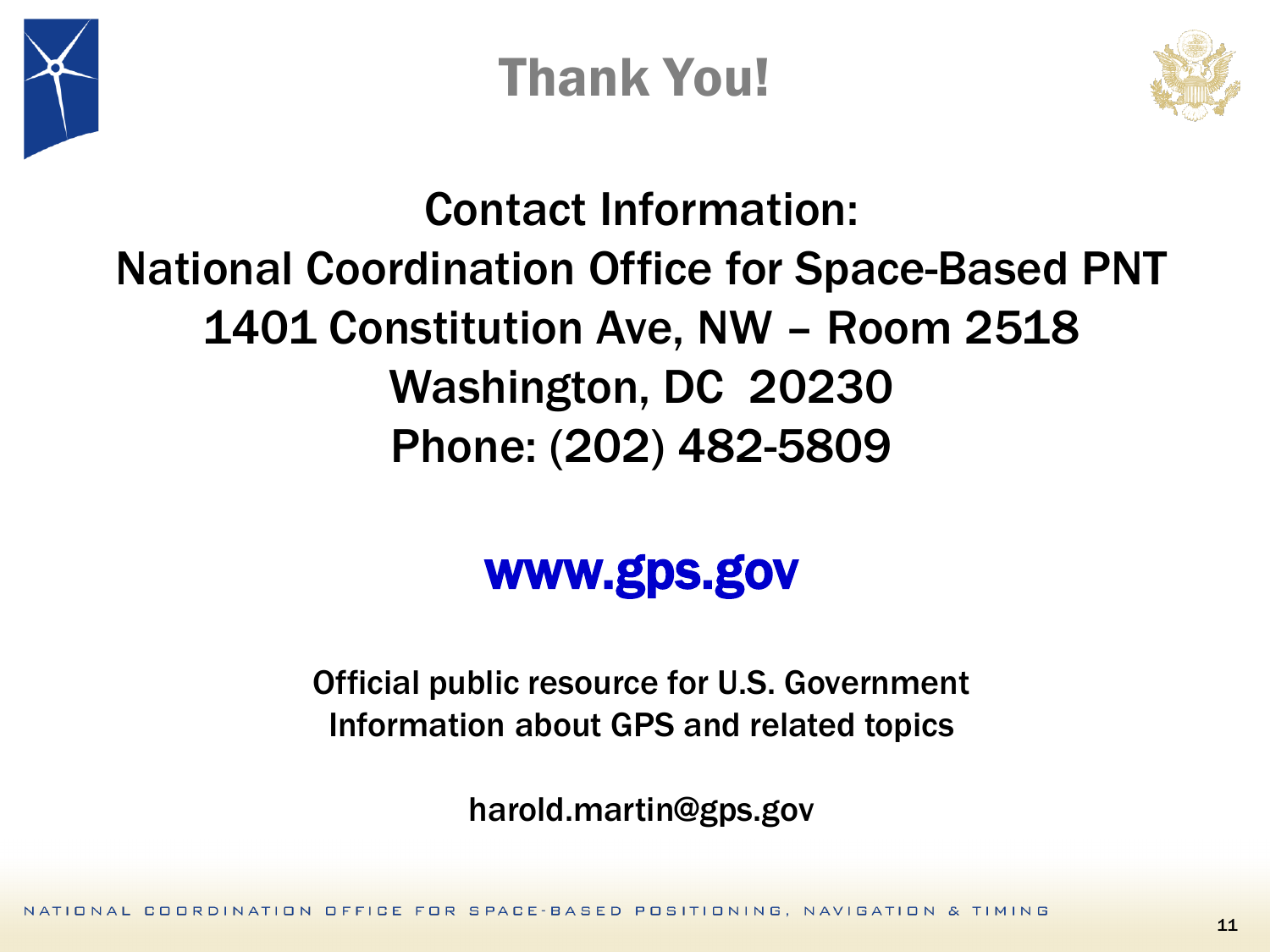# Thank You!

Contact Information:
National Coordination Office for Space-Based PNT
1401 Constitution Ave, NW – Room 2518
Washington, DC 20230
Phone: (202) 482-5809

**www.gps.gov**

Official public resource for U.S. Government Information about GPS and related topics

harold.martin@gps.gov